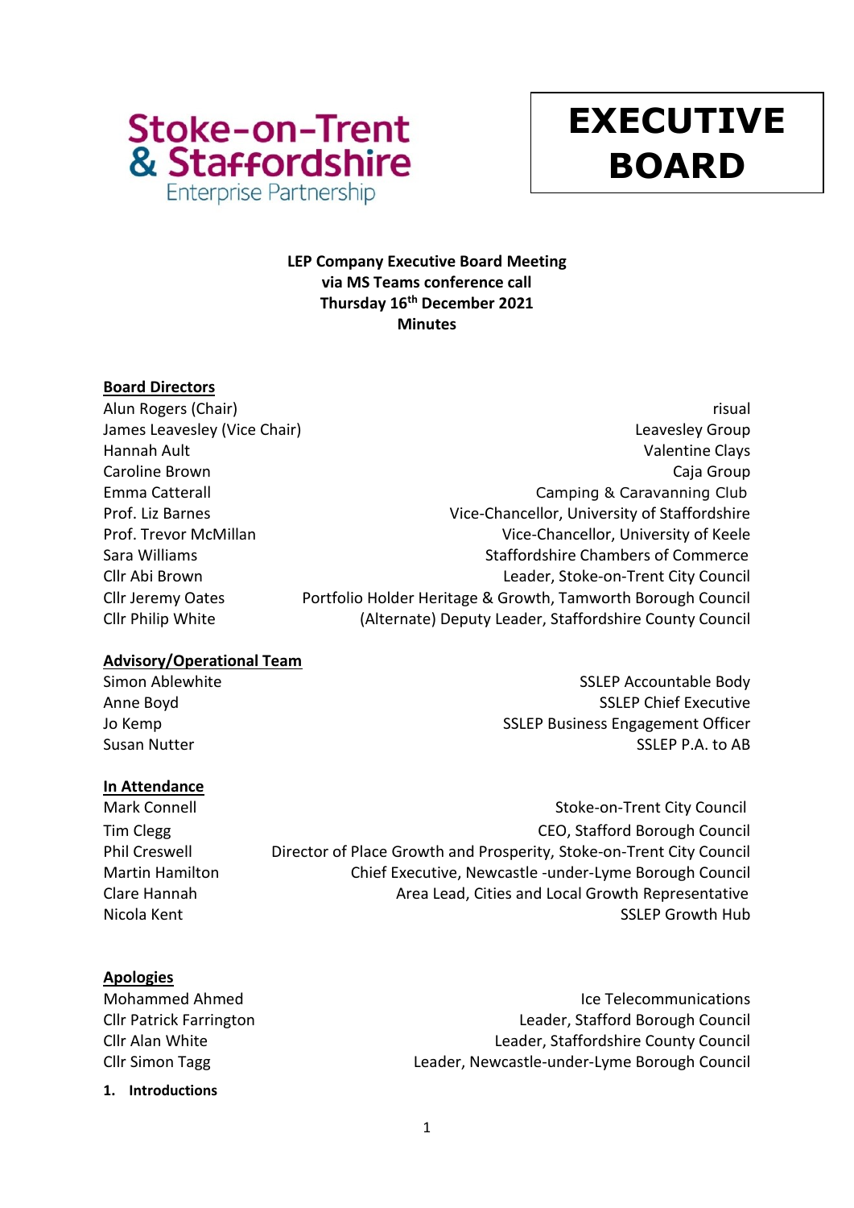Stoke-on-Trent & Staffordshire Enterprise Partnership

# EXECUTIVE BOARD

**LEP Company Executive Board Meeting**
**via MS Teams conference call**
**Thursday 16th December 2021**
**Minutes**

**Board Directors**

| | |
|---|---|
| Alun Rogers (Chair) | risual |
| James Leavesley (Vice Chair) | Leavesley Group |
| Hannah Ault | Valentine Clays |
| Caroline Brown | Caja Group |
| Emma Catterall | Camping & Caravanning Club |
| Prof. Liz Barnes | Vice-Chancellor, University of Staffordshire |
| Prof. Trevor McMillan | Vice-Chancellor, University of Keele |
| Sara Williams | Staffordshire Chambers of Commerce |
| Cllr Abi Brown | Leader, Stoke-on-Trent City Council |
| Cllr Jeremy Oates | Portfolio Holder Heritage & Growth, Tamworth Borough Council |
| Cllr Philip White | (Alternate) Deputy Leader, Staffordshire County Council |

**Advisory/Operational Team**

| | |
|---|---|
| Simon Ablewhite | SSLEP Accountable Body |
| Anne Boyd | SSLEP Chief Executive |
| Jo Kemp | SSLEP Business Engagement Officer |
| Susan Nutter | SSLEP P.A. to AB |

**In Attendance**

| | |
|---|---|
| Mark Connell | Stoke-on-Trent City Council |
| Tim Clegg | CEO, Stafford Borough Council |
| Phil Creswell | Director of Place Growth and Prosperity, Stoke-on-Trent City Council |
| Martin Hamilton | Chief Executive, Newcastle -under-Lyme Borough Council |
| Clare Hannah | Area Lead, Cities and Local Growth Representative |
| Nicola Kent | SSLEP Growth Hub |

**Apologies**

| | |
|---|---|
| Mohammed Ahmed | Ice Telecommunications |
| Cllr Patrick Farrington | Leader, Stafford Borough Council |
| Cllr Alan White | Leader, Staffordshire County Council |
| Cllr Simon Tagg | Leader, Newcastle-under-Lyme Borough Council |

**1. Introductions**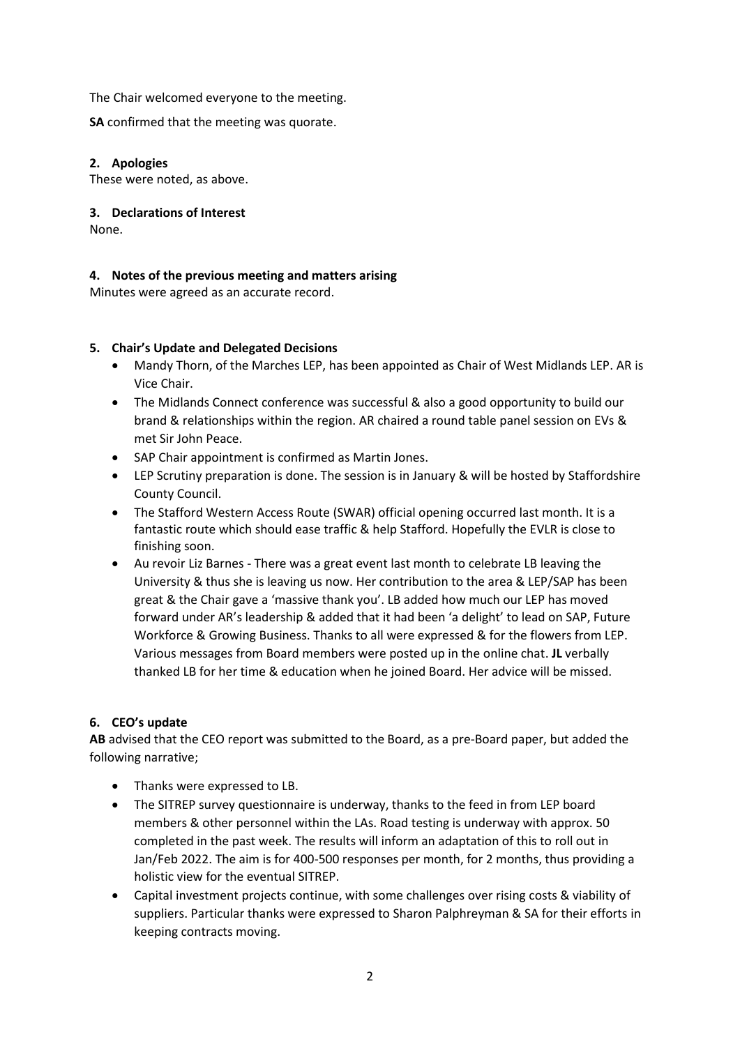The Chair welcomed everyone to the meeting.

**SA** confirmed that the meeting was quorate.

**2. Apologies**

These were noted, as above.

**3. Declarations of Interest**

None.

**4. Notes of the previous meeting and matters arising**

Minutes were agreed as an accurate record.

**5. Chair's Update and Delegated Decisions**

- Mandy Thorn, of the Marches LEP, has been appointed as Chair of West Midlands LEP. AR is Vice Chair.
- The Midlands Connect conference was successful & also a good opportunity to build our brand & relationships within the region. AR chaired a round table panel session on EVs & met Sir John Peace.
- SAP Chair appointment is confirmed as Martin Jones.
- LEP Scrutiny preparation is done. The session is in January & will be hosted by Staffordshire County Council.
- The Stafford Western Access Route (SWAR) official opening occurred last month. It is a fantastic route which should ease traffic & help Stafford. Hopefully the EVLR is close to finishing soon.
- Au revoir Liz Barnes - There was a great event last month to celebrate LB leaving the University & thus she is leaving us now. Her contribution to the area & LEP/SAP has been great & the Chair gave a 'massive thank you'. LB added how much our LEP has moved forward under AR's leadership & added that it had been 'a delight' to lead on SAP, Future Workforce & Growing Business. Thanks to all were expressed & for the flowers from LEP. Various messages from Board members were posted up in the online chat. **JL** verbally thanked LB for her time & education when he joined Board. Her advice will be missed.

**6. CEO's update**

**AB** advised that the CEO report was submitted to the Board, as a pre-Board paper, but added the following narrative;

- Thanks were expressed to LB.
- The SITREP survey questionnaire is underway, thanks to the feed in from LEP board members & other personnel within the LAs. Road testing is underway with approx. 50 completed in the past week. The results will inform an adaptation of this to roll out in Jan/Feb 2022. The aim is for 400-500 responses per month, for 2 months, thus providing a holistic view for the eventual SITREP.
- Capital investment projects continue, with some challenges over rising costs & viability of suppliers. Particular thanks were expressed to Sharon Palphreyman & SA for their efforts in keeping contracts moving.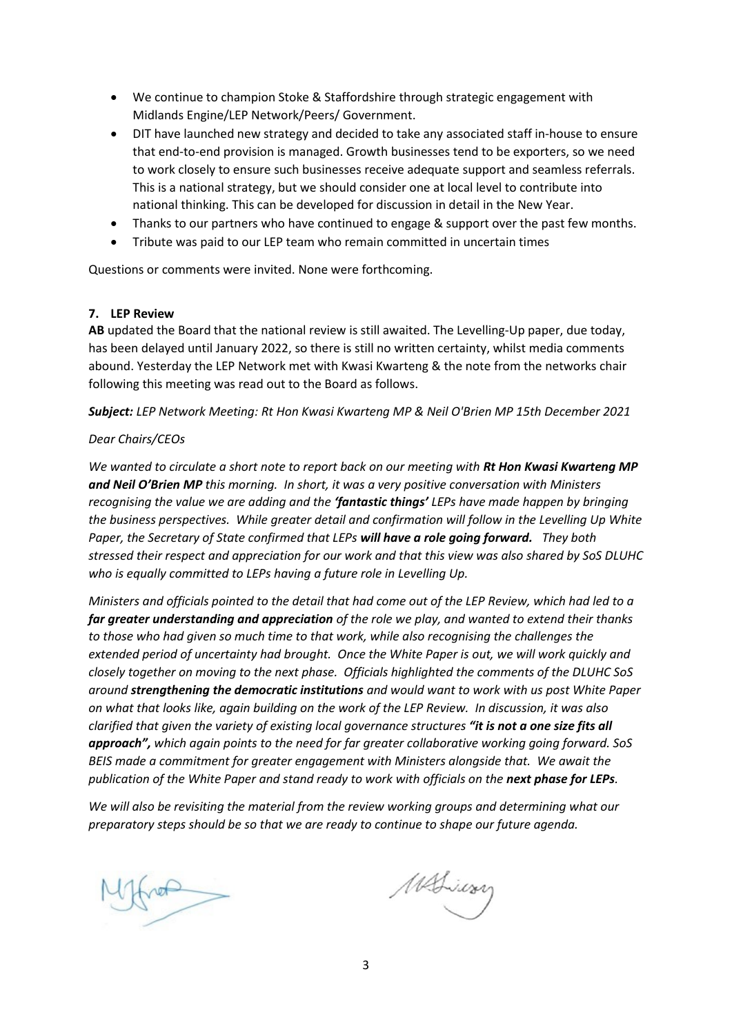- We continue to champion Stoke & Staffordshire through strategic engagement with Midlands Engine/LEP Network/Peers/ Government.
- DIT have launched new strategy and decided to take any associated staff in-house to ensure that end-to-end provision is managed. Growth businesses tend to be exporters, so we need to work closely to ensure such businesses receive adequate support and seamless referrals. This is a national strategy, but we should consider one at local level to contribute into national thinking. This can be developed for discussion in detail in the New Year.
- Thanks to our partners who have continued to engage & support over the past few months.
- Tribute was paid to our LEP team who remain committed in uncertain times

Questions or comments were invited. None were forthcoming.

**7. LEP Review**

**AB** updated the Board that the national review is still awaited. The Levelling-Up paper, due today, has been delayed until January 2022, so there is still no written certainty, whilst media comments abound. Yesterday the LEP Network met with Kwasi Kwarteng & the note from the networks chair following this meeting was read out to the Board as follows.

***Subject:*** *LEP Network Meeting: Rt Hon Kwasi Kwarteng MP & Neil O'Brien MP 15th December 2021*

*Dear Chairs/CEOs*

*We wanted to circulate a short note to report back on our meeting with* ***Rt Hon Kwasi Kwarteng MP and Neil O'Brien MP*** *this morning. In short, it was a very positive conversation with Ministers recognising the value we are adding and the* ***'fantastic things'*** *LEPs have made happen by bringing the business perspectives. While greater detail and confirmation will follow in the Levelling Up White Paper, the Secretary of State confirmed that LEPs* ***will have a role going forward.*** *They both stressed their respect and appreciation for our work and that this view was also shared by SoS DLUHC who is equally committed to LEPs having a future role in Levelling Up.*

*Ministers and officials pointed to the detail that had come out of the LEP Review, which had led to a* ***far greater understanding and appreciation*** *of the role we play, and wanted to extend their thanks to those who had given so much time to that work, while also recognising the challenges the extended period of uncertainty had brought. Once the White Paper is out, we will work quickly and closely together on moving to the next phase. Officials highlighted the comments of the DLUHC SoS around* ***strengthening the democratic institutions*** *and would want to work with us post White Paper on what that looks like, again building on the work of the LEP Review. In discussion, it was also clarified that given the variety of existing local governance structures* ***"it is not a one size fits all approach",*** *which again points to the need for far greater collaborative working going forward. SoS BEIS made a commitment for greater engagement with Ministers alongside that. We await the publication of the White Paper and stand ready to work with officials on the* ***next phase for LEPs****.*

*We will also be revisiting the material from the review working groups and determining what our preparatory steps should be so that we are ready to continue to shape our future agenda.*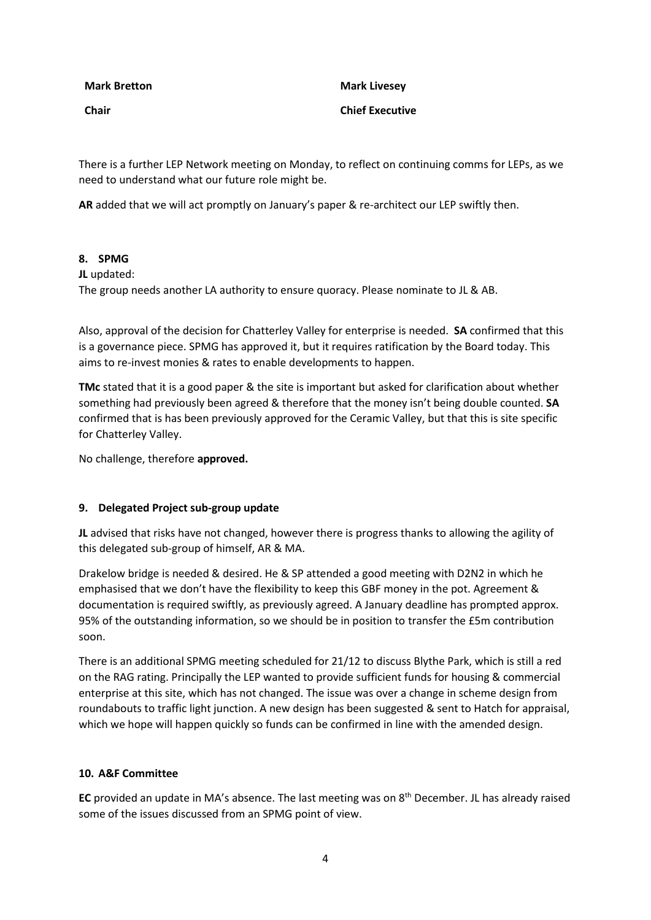| **Mark Bretton** | **Mark Livesey** |
| --- | --- |
| **Chair** | **Chief Executive** |

There is a further LEP Network meeting on Monday, to reflect on continuing comms for LEPs, as we need to understand what our future role might be.

**AR** added that we will act promptly on January's paper & re-architect our LEP swiftly then.

## 8. SPMG

**JL** updated:

The group needs another LA authority to ensure quoracy. Please nominate to JL & AB.

Also, approval of the decision for Chatterley Valley for enterprise is needed. **SA** confirmed that this is a governance piece. SPMG has approved it, but it requires ratification by the Board today. This aims to re-invest monies & rates to enable developments to happen.

**TMc** stated that it is a good paper & the site is important but asked for clarification about whether something had previously been agreed & therefore that the money isn't being double counted. **SA** confirmed that is has been previously approved for the Ceramic Valley, but that this is site specific for Chatterley Valley.

No challenge, therefore **approved.**

## 9. Delegated Project sub-group update

**JL** advised that risks have not changed, however there is progress thanks to allowing the agility of this delegated sub-group of himself, AR & MA.

Drakelow bridge is needed & desired. He & SP attended a good meeting with D2N2 in which he emphasised that we don't have the flexibility to keep this GBF money in the pot. Agreement & documentation is required swiftly, as previously agreed. A January deadline has prompted approx. 95% of the outstanding information, so we should be in position to transfer the £5m contribution soon.

There is an additional SPMG meeting scheduled for 21/12 to discuss Blythe Park, which is still a red on the RAG rating. Principally the LEP wanted to provide sufficient funds for housing & commercial enterprise at this site, which has not changed. The issue was over a change in scheme design from roundabouts to traffic light junction. A new design has been suggested & sent to Hatch for appraisal, which we hope will happen quickly so funds can be confirmed in line with the amended design.

## 10. A&F Committee

**EC** provided an update in MA's absence. The last meeting was on 8th December. JL has already raised some of the issues discussed from an SPMG point of view.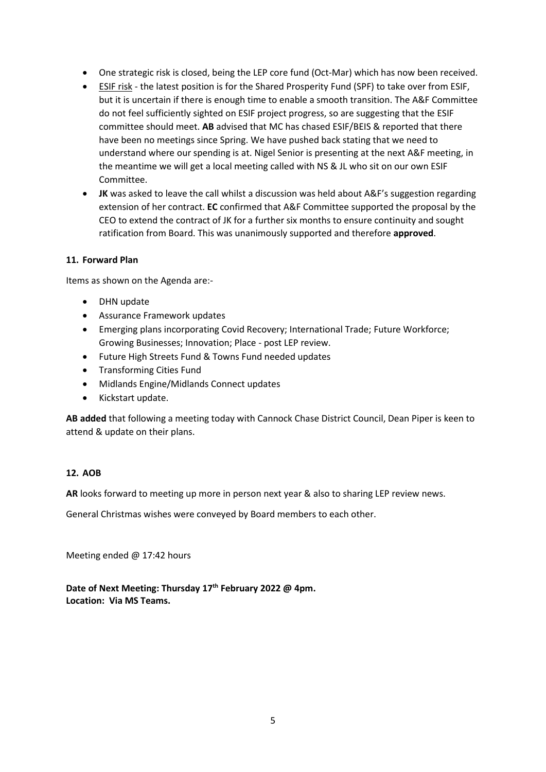- One strategic risk is closed, being the LEP core fund (Oct-Mar) which has now been received.
- ESIF risk - the latest position is for the Shared Prosperity Fund (SPF) to take over from ESIF, but it is uncertain if there is enough time to enable a smooth transition. The A&F Committee do not feel sufficiently sighted on ESIF project progress, so are suggesting that the ESIF committee should meet. **AB** advised that MC has chased ESIF/BEIS & reported that there have been no meetings since Spring. We have pushed back stating that we need to understand where our spending is at. Nigel Senior is presenting at the next A&F meeting, in the meantime we will get a local meeting called with NS & JL who sit on our own ESIF Committee.
- **JK** was asked to leave the call whilst a discussion was held about A&F's suggestion regarding extension of her contract. **EC** confirmed that A&F Committee supported the proposal by the CEO to extend the contract of JK for a further six months to ensure continuity and sought ratification from Board. This was unanimously supported and therefore **approved**.

**11. Forward Plan**

Items as shown on the Agenda are:-

- DHN update
- Assurance Framework updates
- Emerging plans incorporating Covid Recovery; International Trade; Future Workforce; Growing Businesses; Innovation; Place - post LEP review.
- Future High Streets Fund & Towns Fund needed updates
- Transforming Cities Fund
- Midlands Engine/Midlands Connect updates
- Kickstart update.

**AB added** that following a meeting today with Cannock Chase District Council, Dean Piper is keen to attend & update on their plans.

**12. AOB**

**AR** looks forward to meeting up more in person next year & also to sharing LEP review news.

General Christmas wishes were conveyed by Board members to each other.

Meeting ended @ 17:42 hours

**Date of Next Meeting: Thursday 17th February 2022 @ 4pm.**
**Location: Via MS Teams.**